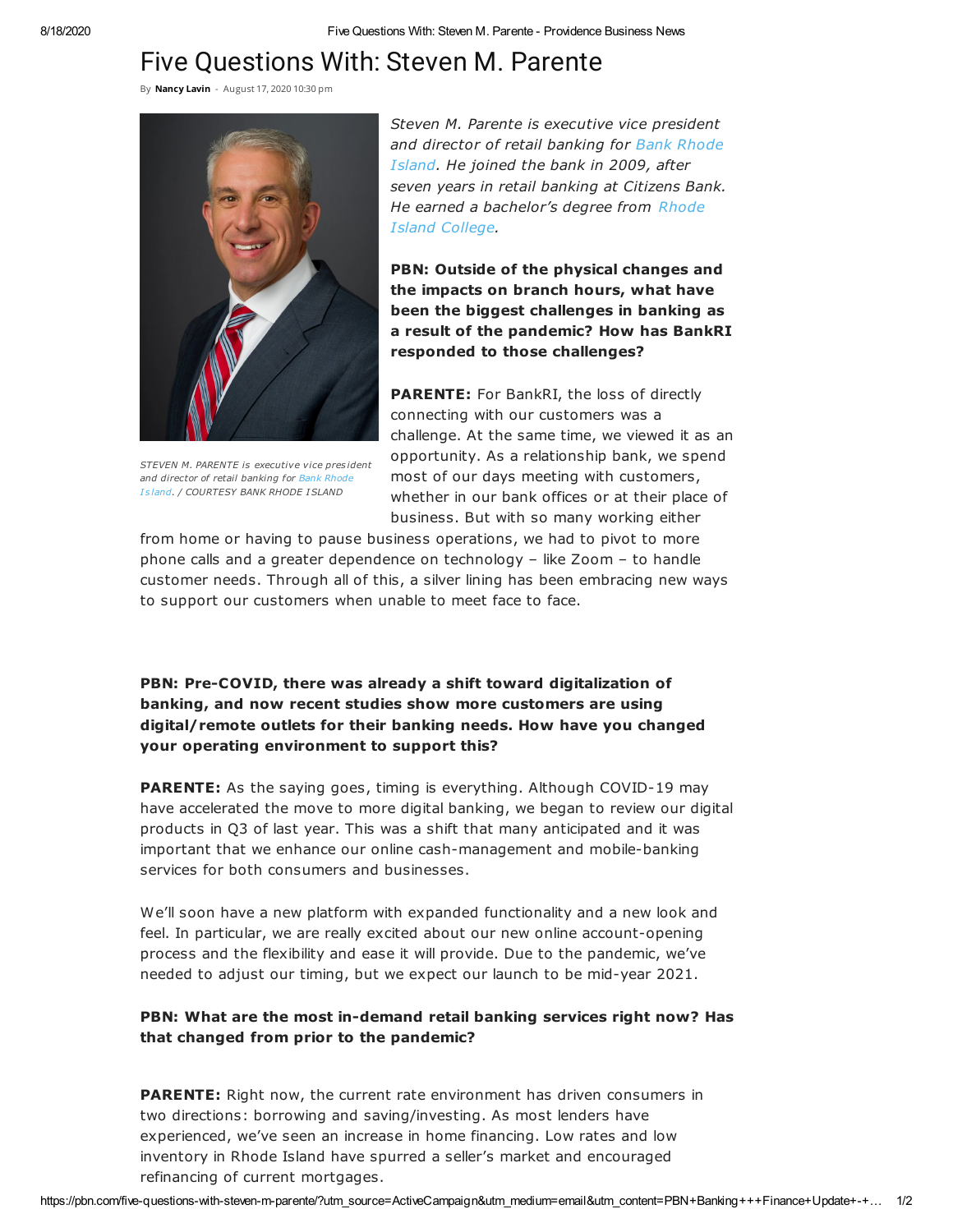# Five Questions With: Steven M. Parente

By **Nancy Lavin** - August 17, 2020 10:30 pm

*STEVEN M. PARENTE is executive vice president and director of retail banking for Bank Rhode Island. / COURTESY BANK RHODE ISLAND*

*Steven M. Parente is executive vice president and director of retail banking for Bank Rhode Island. He joined the bank in 2009, after seven years in retail banking at Citizens Bank. He earned a bachelor's degree from Rhode Island College.*

**PBN: Outside of the physical changes and the impacts on branch hours, what have been the biggest challenges in banking as a result of the pandemic? How has BankRI responded to those challenges?**

**PARENTE:** For BankRI, the loss of directly connecting with our customers was a challenge. At the same time, we viewed it as an opportunity. As a relationship bank, we spend most of our days meeting with customers, whether in our bank offices or at their place of business. But with so many working either from home or having to pause business operations, we had to pivot to more phone calls and a greater dependence on technology – like Zoom – to handle customer needs. Through all of this, a silver lining has been embracing new ways to support our customers when unable to meet face to face.

**PBN: Pre-COVID, there was already a shift toward digitalization of banking, and now recent studies show more customers are using digital/remote outlets for their banking needs. How have you changed your operating environment to support this?**

**PARENTE:** As the saying goes, timing is everything. Although COVID-19 may have accelerated the move to more digital banking, we began to review our digital products in Q3 of last year. This was a shift that many anticipated and it was important that we enhance our online cash-management and mobile-banking services for both consumers and businesses.

We'll soon have a new platform with expanded functionality and a new look and feel. In particular, we are really excited about our new online account-opening process and the flexibility and ease it will provide. Due to the pandemic, we've needed to adjust our timing, but we expect our launch to be mid-year 2021.

**PBN: What are the most in-demand retail banking services right now? Has that changed from prior to the pandemic?**

**PARENTE:** Right now, the current rate environment has driven consumers in two directions: borrowing and saving/investing. As most lenders have experienced, we've seen an increase in home financing. Low rates and low inventory in Rhode Island have spurred a seller's market and encouraged refinancing of current mortgages.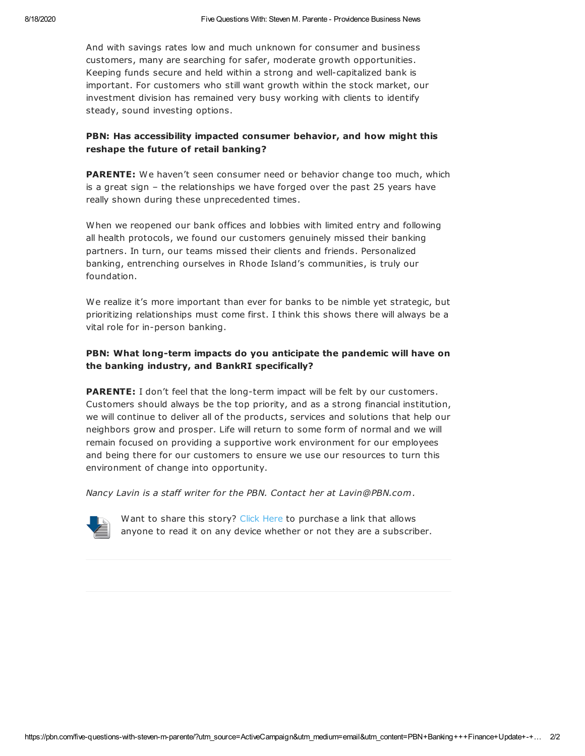And with savings rates low and much unknown for consumer and business customers, many are searching for safer, moderate growth opportunities. Keeping funds secure and held within a strong and well-capitalized bank is important. For customers who still want growth within the stock market, our investment division has remained very busy working with clients to identify steady, sound investing options.

**PBN: Has accessibility impacted consumer behavior, and how might this reshape the future of retail banking?**

**PARENTE:** We haven't seen consumer need or behavior change too much, which is a great sign – the relationships we have forged over the past 25 years have really shown during these unprecedented times.

When we reopened our bank offices and lobbies with limited entry and following all health protocols, we found our customers genuinely missed their banking partners. In turn, our teams missed their clients and friends. Personalized banking, entrenching ourselves in Rhode Island's communities, is truly our foundation.

We realize it's more important than ever for banks to be nimble yet strategic, but prioritizing relationships must come first. I think this shows there will always be a vital role for in-person banking.

**PBN: What long-term impacts do you anticipate the pandemic will have on the banking industry, and BankRI specifically?**

**PARENTE:** I don't feel that the long-term impact will be felt by our customers. Customers should always be the top priority, and as a strong financial institution, we will continue to deliver all of the products, services and solutions that help our neighbors grow and prosper. Life will return to some form of normal and we will remain focused on providing a supportive work environment for our employees and being there for our customers to ensure we use our resources to turn this environment of change into opportunity.

*Nancy Lavin is a staff writer for the PBN. Contact her at Lavin@PBN.com.*

Want to share this story? Click Here to purchase a link that allows anyone to read it on any device whether or not they are a subscriber.